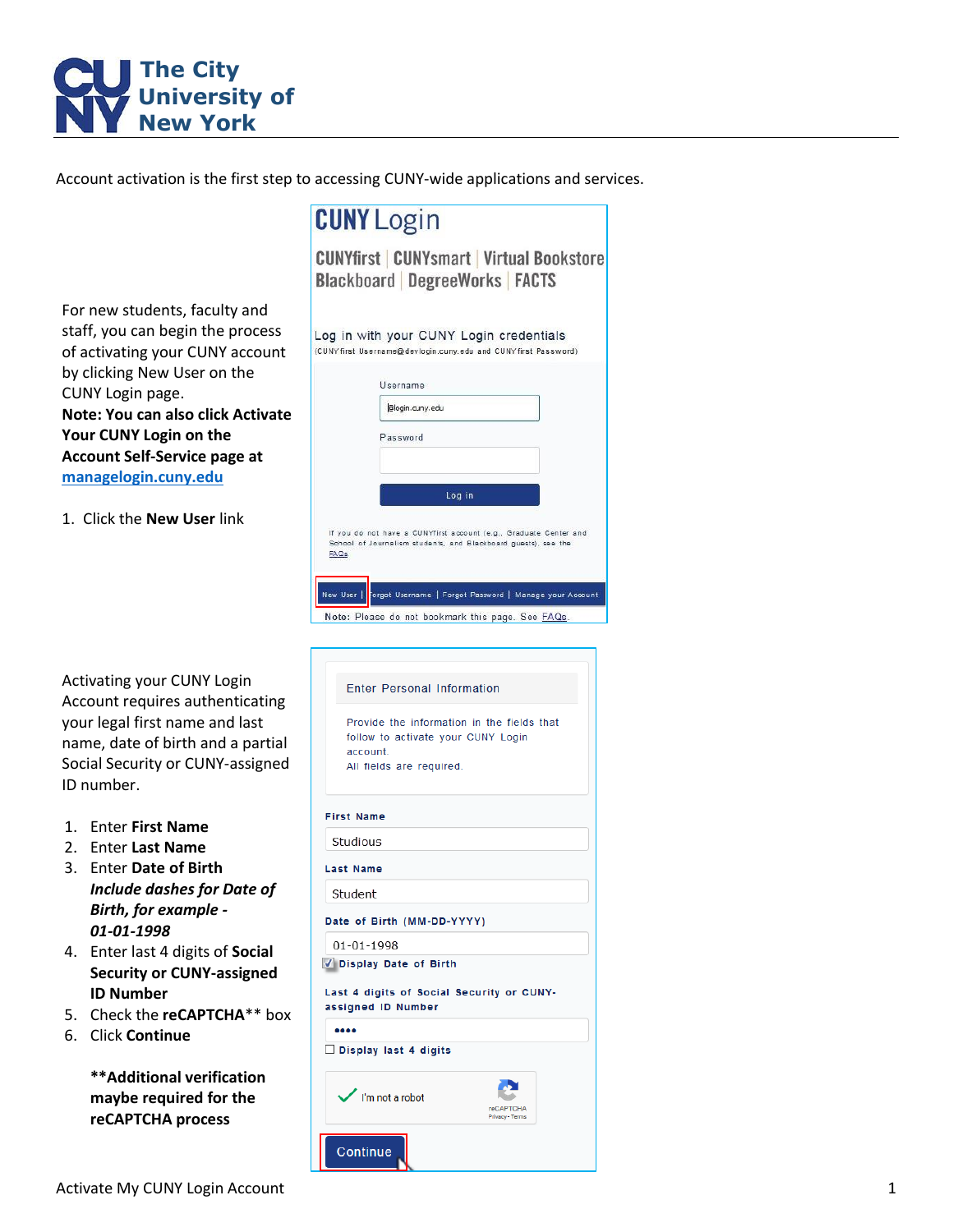# The City University of New York

Account activation is the first step to accessing CUNY-wide applications and services.

For new students, faculty and staff, you can begin the process of activating your CUNY account by clicking New User on the CUNY Login page.

**Note: You can also click Activate Your CUNY Login on the Account Self-Service page at [managelogin.cuny.edu](managelogin.cuny.edu)**

1. Click the **New User** link

Activating your CUNY Login Account requires authenticating your legal first name and last name, date of birth and a partial Social Security or CUNY-assigned ID number.

1. Enter **First Name**
2. Enter **Last Name**
3. Enter **Date of Birth**
   ***Include dashes for Date of Birth, for example - 01-01-1998***
4. Enter last 4 digits of **Social Security or CUNY-assigned ID Number**
5. Check the **reCAPTCHA**** box
6. Click **Continue**

****Additional verification maybe required for the reCAPTCHA process**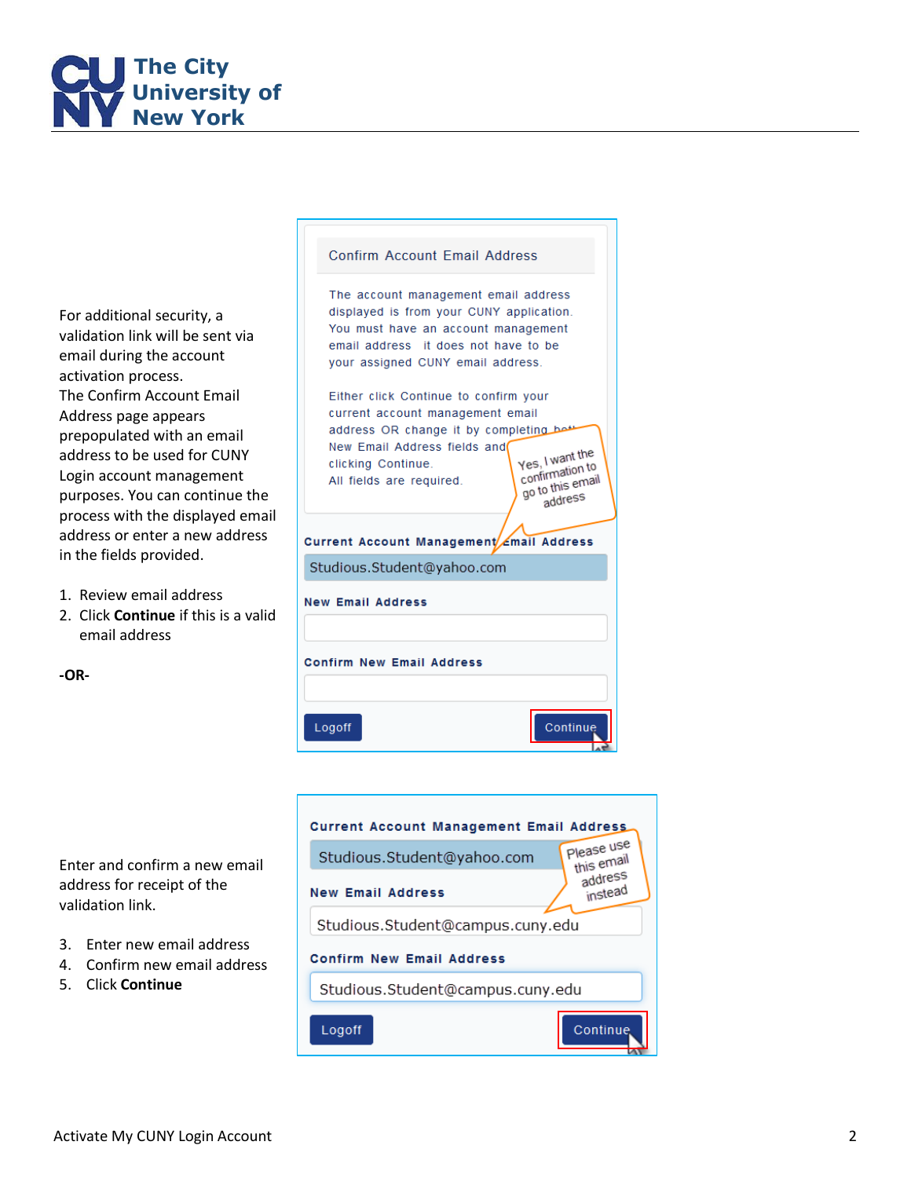For additional security, a validation link will be sent via email during the account activation process.
The Confirm Account Email Address page appears prepopulated with an email address to be used for CUNY Login account management purposes. You can continue the process with the displayed email address or enter a new address in the fields provided.

1. Review email address
2. Click **Continue** if this is a valid email address

**-OR-**

Enter and confirm a new email address for receipt of the validation link.

3. Enter new email address
4. Confirm new email address
5. Click **Continue**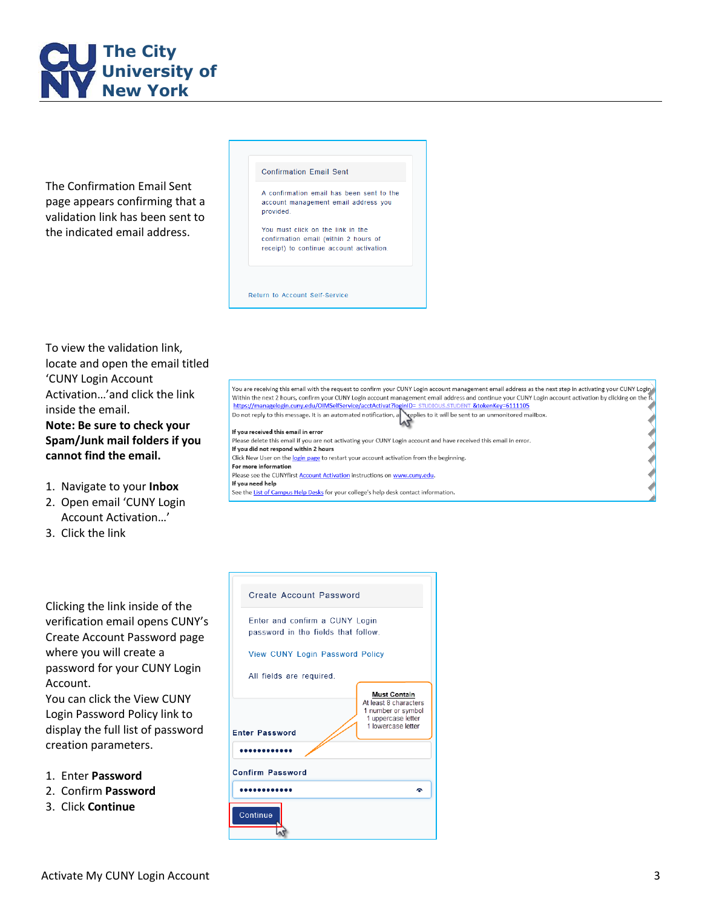The Confirmation Email Sent page appears confirming that a validation link has been sent to the indicated email address.

Confirmation Email Sent

A confirmation email has been sent to the account management email address you provided.

You must click on the link in the confirmation email (within 2 hours of receipt) to continue account activation.

Return to Account Self-Service

To view the validation link, locate and open the email titled 'CUNY Login Account Activation…'and click the link inside the email.

**Note: Be sure to check your Spam/Junk mail folders if you cannot find the email.**

1. Navigate to your **Inbox**
2. Open email 'CUNY Login Account Activation…'
3. Click the link

You are receiving this email with the request to confirm your CUNY Login account management email address as the next step in activating your CUNY Login account. Within the next 2 hours, confirm your CUNY Login account management email address and continue your CUNY Login account activation by clicking on the following link: https://managelogin.cuny.edu/OIMSelfService/acctActivat?loginID= STUDIOUS.STUDENT &tokenKey=6111105
Do not reply to this message. It is an automated notification, and replies to it will be sent to an unmonitored mailbox.

**If you received this email in error**
Please delete this email if you are not activating your CUNY Login account and have received this email in error.
**If you did not respond within 2 hours**
Click New User on the login page to restart your account activation from the beginning.
**For more information**
Please see the CUNYfirst Account Activation instructions on www.cuny.edu.
**If you need help**
See the List of Campus Help Desks for your college's help desk contact information.

Clicking the link inside of the verification email opens CUNY's Create Account Password page where you will create a password for your CUNY Login Account.

You can click the View CUNY Login Password Policy link to display the full list of password creation parameters.

1. Enter **Password**
2. Confirm **Password**
3. Click **Continue**

Create Account Password

Enter and confirm a CUNY Login password in the fields that follow.

View CUNY Login Password Policy

All fields are required.

**Must Contain**
At least 8 characters
1 number or symbol
1 uppercase letter
1 lowercase letter

Enter Password

••••••••••••

Confirm Password

••••••••••••

Continue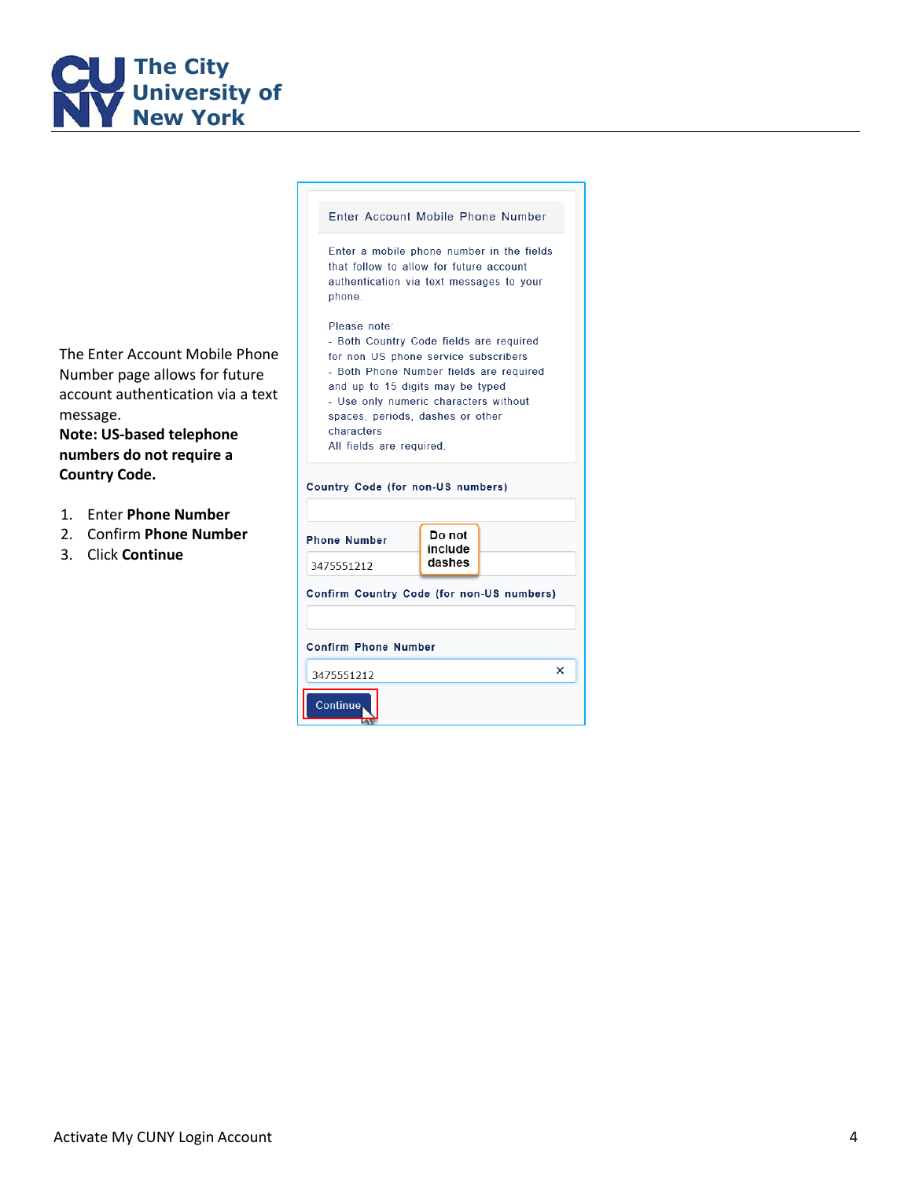The Enter Account Mobile Phone Number page allows for future account authentication via a text message.
**Note: US-based telephone numbers do not require a Country Code.**

1. Enter **Phone Number**
2. Confirm **Phone Number**
3. Click **Continue**

Enter Account Mobile Phone Number

Enter a mobile phone number in the fields that follow to allow for future account authentication via text messages to your phone.

Please note:
- Both Country Code fields are required for non US phone service subscribers
- Both Phone Number fields are required and up to 15 digits may be typed
- Use only numeric characters without spaces, periods, dashes or other characters

All fields are required.

Country Code (for non-US numbers)

Phone Number

Do not include dashes

3475551212

Confirm Country Code (for non-US numbers)

Confirm Phone Number

3475551212

Continue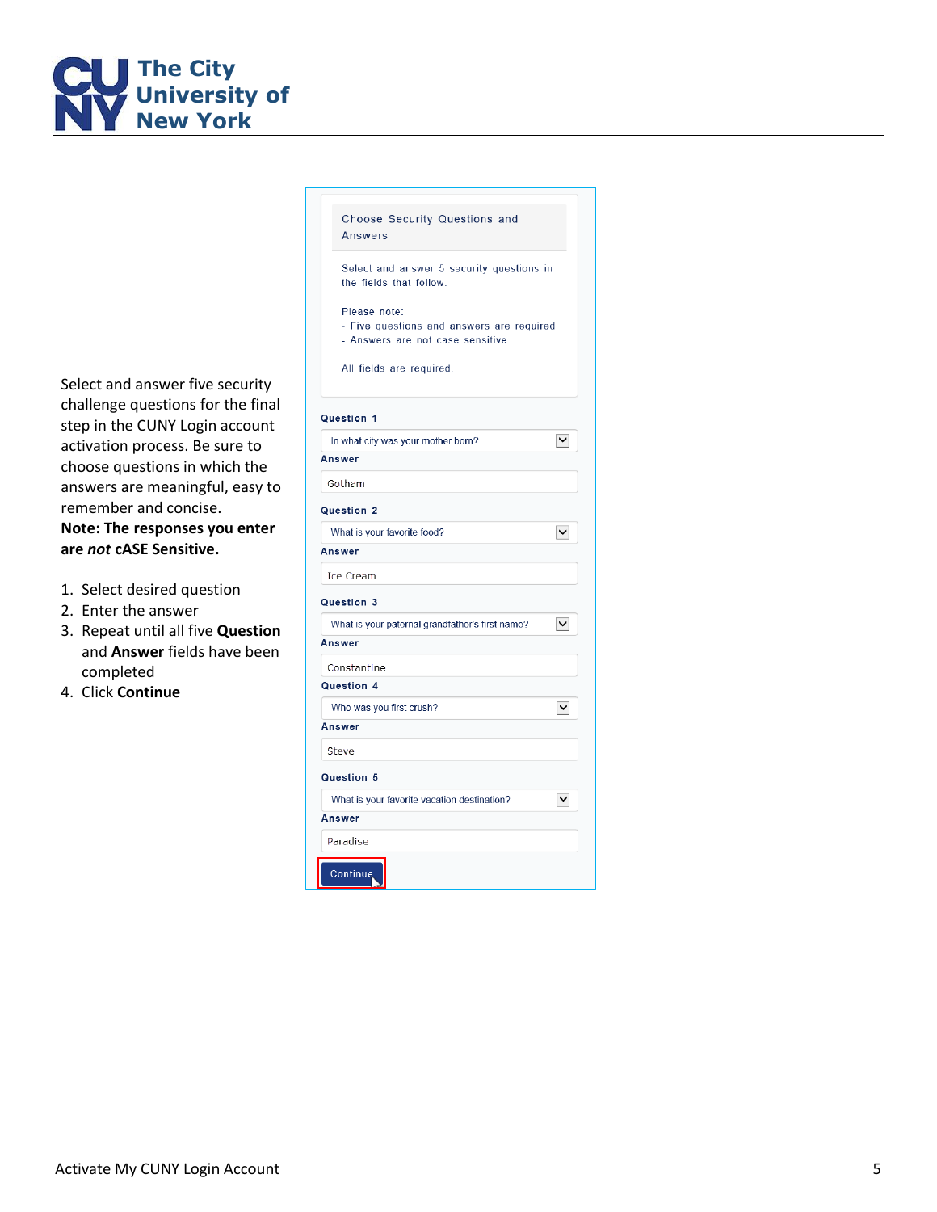Select and answer five security challenge questions for the final step in the CUNY Login account activation process. Be sure to choose questions in which the answers are meaningful, easy to remember and concise.
**Note: The responses you enter are *not* cASE Sensitive.**

1. Select desired question
2. Enter the answer
3. Repeat until all five **Question** and **Answer** fields have been completed
4. Click **Continue**

Choose Security Questions and Answers

Select and answer 5 security questions in the fields that follow.

Please note:
- Five questions and answers are required
- Answers are not case sensitive

All fields are required.

**Question 1**
In what city was your mother born?
**Answer**
Gotham

**Question 2**
What is your favorite food?
**Answer**
Ice Cream

**Question 3**
What is your paternal grandfather's first name?
**Answer**
Constantine

**Question 4**
Who was you first crush?
**Answer**
Steve

**Question 5**
What is your favorite vacation destination?
**Answer**
Paradise

Continue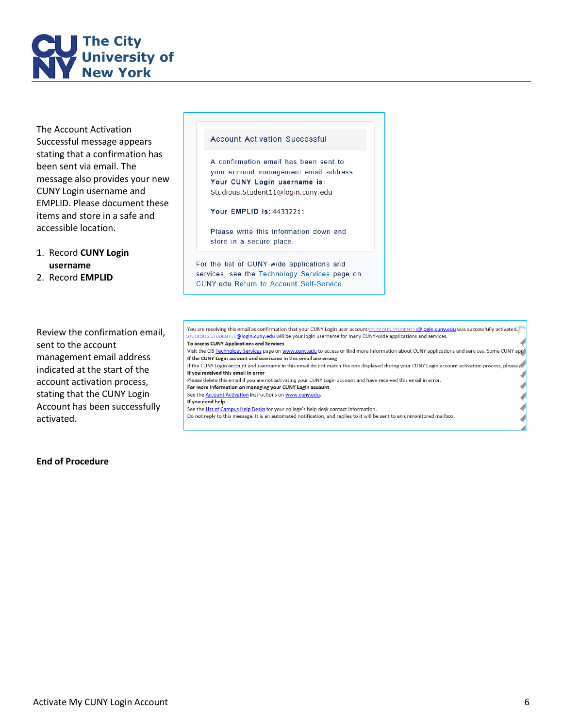The Account Activation Successful message appears stating that a confirmation has been sent via email. The message also provides your new CUNY Login username and EMPLID. Please document these items and store in a safe and accessible location.

1. Record **CUNY Login username**
2. Record **EMPLID**

Account Activation Successful

A confirmation email has been sent to your account management email address.
**Your CUNY Login username is:** Studious.Student11@login.cuny.edu

**Your EMPLID is:** 44332211

Please write this information down and store in a secure place.

For the list of CUNY-wide applications and services, see the Technology Services page on CUNY.edu Return to Account Self-Service

Review the confirmation email, sent to the account management email address indicated at the start of the account activation process, stating that the CUNY Login Account has been successfully activated.

You are receiving this email as confirmation that your CUNY Login user account STUDIOUS.STUDENT11@login.cuny.edu was successfully activated.
STUDIOUS.STUDENT11@login.cuny.edu will be your login username for many CUNY-wide applications and services.
**To access CUNY Applications and Services**
Visit the CIS Technology Services page on www.cuny.edu to access or find more information about CUNY applications and services. Some CUNY app
**If the CUNY Login account and username in this email are wrong**
If the CUNY Login account and username in this email do not match the one displayed during your CUNY Login account activation process, please a
**If you received this email in error**
Please delete this email if you are not activating your CUNY Login account and have received this email in error.
**For more information on managing your CUNY Login account**
See the Account Activation instructions on www.cuny.edu.
**If you need help**
See the List of Campus Help Desks for your college's help desk contact information.
Do not reply to this message. It is an automated notification, and replies to it will be sent to an unmonitored mailbox.

**End of Procedure**